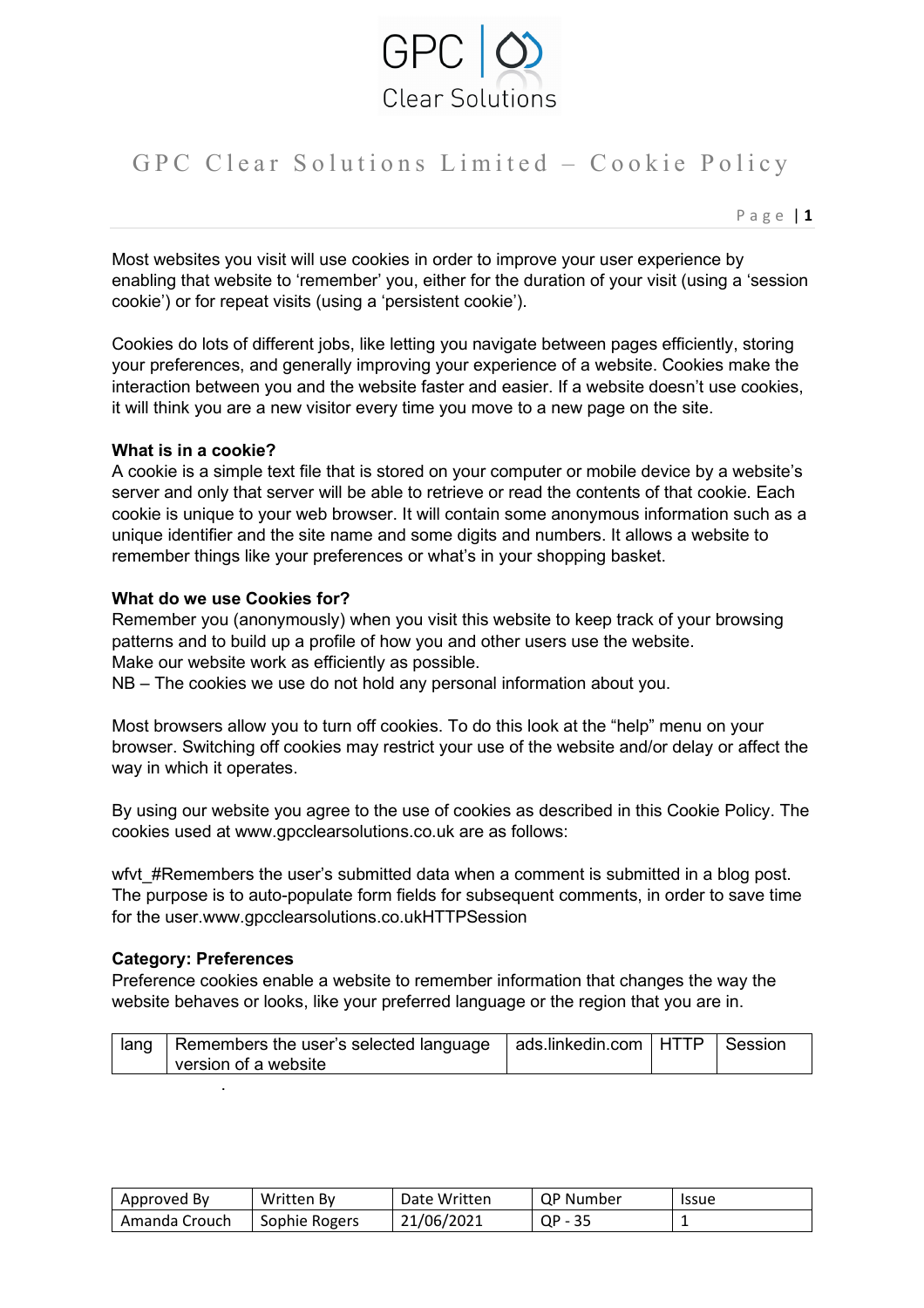# GPC Clear Solutions Limited – Cookie Policy

Most websites you visit will use cookies in order to improve your user experience by enabling that website to 'remember' you, either for the duration of your visit (using a 'session cookie') or for repeat visits (using a 'persistent cookie').

Cookies do lots of different jobs, like letting you navigate between pages efficiently, storing your preferences, and generally improving your experience of a website. Cookies make the interaction between you and the website faster and easier. If a website doesn't use cookies, it will think you are a new visitor every time you move to a new page on the site.

**What is in a cookie?**
A cookie is a simple text file that is stored on your computer or mobile device by a website's server and only that server will be able to retrieve or read the contents of that cookie. Each cookie is unique to your web browser. It will contain some anonymous information such as a unique identifier and the site name and some digits and numbers. It allows a website to remember things like your preferences or what's in your shopping basket.

**What do we use Cookies for?**
Remember you (anonymously) when you visit this website to keep track of your browsing patterns and to build up a profile of how you and other users use the website.
Make our website work as efficiently as possible.
NB – The cookies we use do not hold any personal information about you.

Most browsers allow you to turn off cookies. To do this look at the "help" menu on your browser. Switching off cookies may restrict your use of the website and/or delay or affect the way in which it operates.

By using our website you agree to the use of cookies as described in this Cookie Policy. The cookies used at www.gpcclearsolutions.co.uk are as follows:

wfvt_#Remembers the user's submitted data when a comment is submitted in a blog post. The purpose is to auto-populate form fields for subsequent comments, in order to save time for the user.www.gpcclearsolutions.co.ukHTTPSession

**Category: Preferences**
Preference cookies enable a website to remember information that changes the way the website behaves or looks, like your preferred language or the region that you are in.

| lang | Remembers the user's selected language version of a website | ads.linkedin.com | HTTP | Session |
|---|---|---|---|---|

| Approved By | Written By | Date Written | QP Number | Issue |
|---|---|---|---|---|
| Amanda Crouch | Sophie Rogers | 21/06/2021 | QP - 35 | 1 |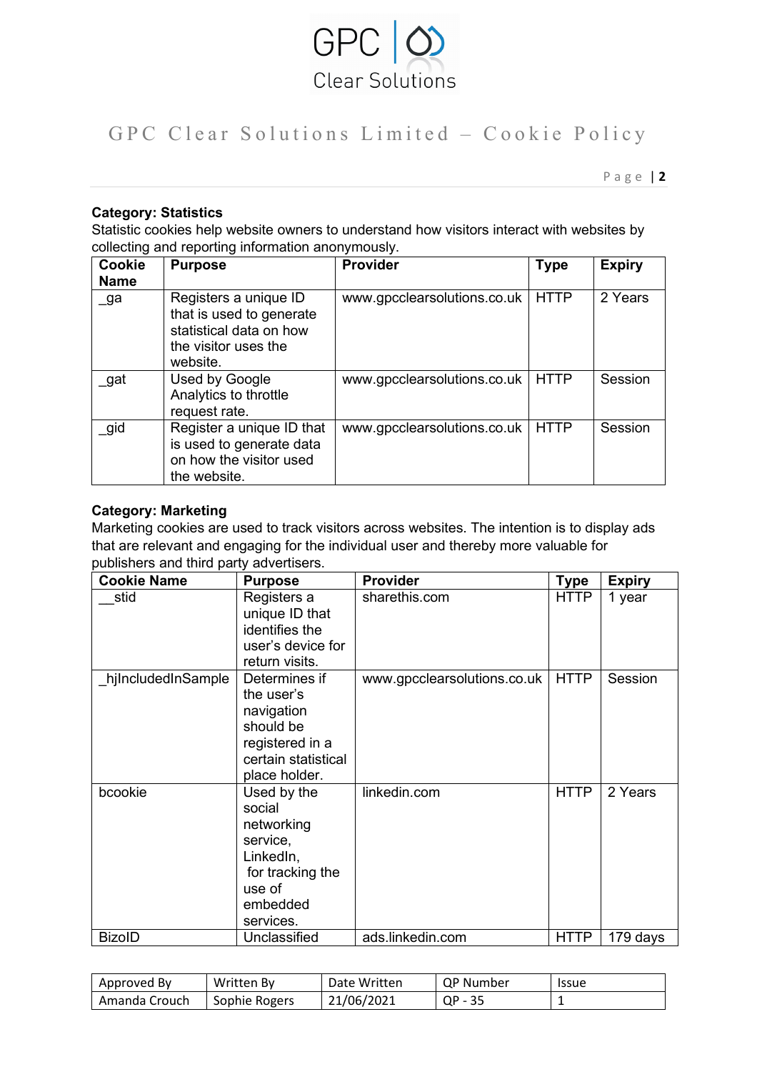**Category: Statistics**

Statistic cookies help website owners to understand how visitors interact with websites by collecting and reporting information anonymously.

| Cookie Name | Purpose | Provider | Type | Expiry |
|---|---|---|---|---|
| _ga | Registers a unique ID that is used to generate statistical data on how the visitor uses the website. | www.gpcclearsolutions.co.uk | HTTP | 2 Years |
| _gat | Used by Google Analytics to throttle request rate. | www.gpcclearsolutions.co.uk | HTTP | Session |
| _gid | Register a unique ID that is used to generate data on how the visitor used the website. | www.gpcclearsolutions.co.uk | HTTP | Session |

**Category: Marketing**

Marketing cookies are used to track visitors across websites. The intention is to display ads that are relevant and engaging for the individual user and thereby more valuable for publishers and third party advertisers.

| Cookie Name | Purpose | Provider | Type | Expiry |
|---|---|---|---|---|
| __stid | Registers a unique ID that identifies the user's device for return visits. | sharethis.com | HTTP | 1 year |
| _hjIncludedInSample | Determines if the user's navigation should be registered in a certain statistical place holder. | www.gpcclearsolutions.co.uk | HTTP | Session |
| bcookie | Used by the social networking service, LinkedIn, for tracking the use of embedded services. | linkedin.com | HTTP | 2 Years |
| BizoID | Unclassified | ads.linkedin.com | HTTP | 179 days |

| Approved By | Written By | Date Written | QP Number | Issue |
|---|---|---|---|---|
| Amanda Crouch | Sophie Rogers | 21/06/2021 | QP - 35 | 1 |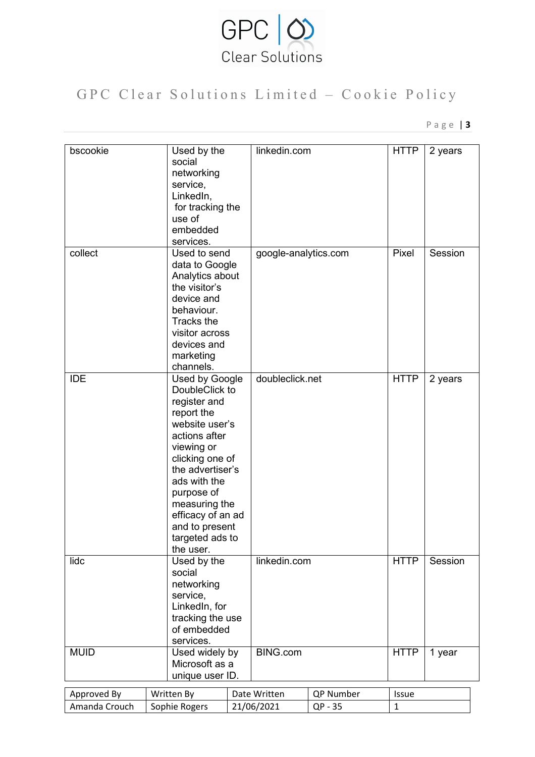| bscookie | Used by the social networking service, LinkedIn, for tracking the use of embedded services. | linkedin.com | HTTP | 2 years |
|---|---|---|---|---|
| collect | Used to send data to Google Analytics about the visitor's device and behaviour. Tracks the visitor across devices and marketing channels. | google-analytics.com | Pixel | Session |
| IDE | Used by Google DoubleClick to register and report the website user's actions after viewing or clicking one of the advertiser's ads with the purpose of measuring the efficacy of an ad and to present targeted ads to the user. | doubleclick.net | HTTP | 2 years |
| lidc | Used by the social networking service, LinkedIn, for tracking the use of embedded services. | linkedin.com | HTTP | Session |
| MUID | Used widely by Microsoft as a unique user ID. | BING.com | HTTP | 1 year |

| Approved By | Written By | Date Written | QP Number | Issue |
|---|---|---|---|---|
| Amanda Crouch | Sophie Rogers | 21/06/2021 | QP - 35 | 1 |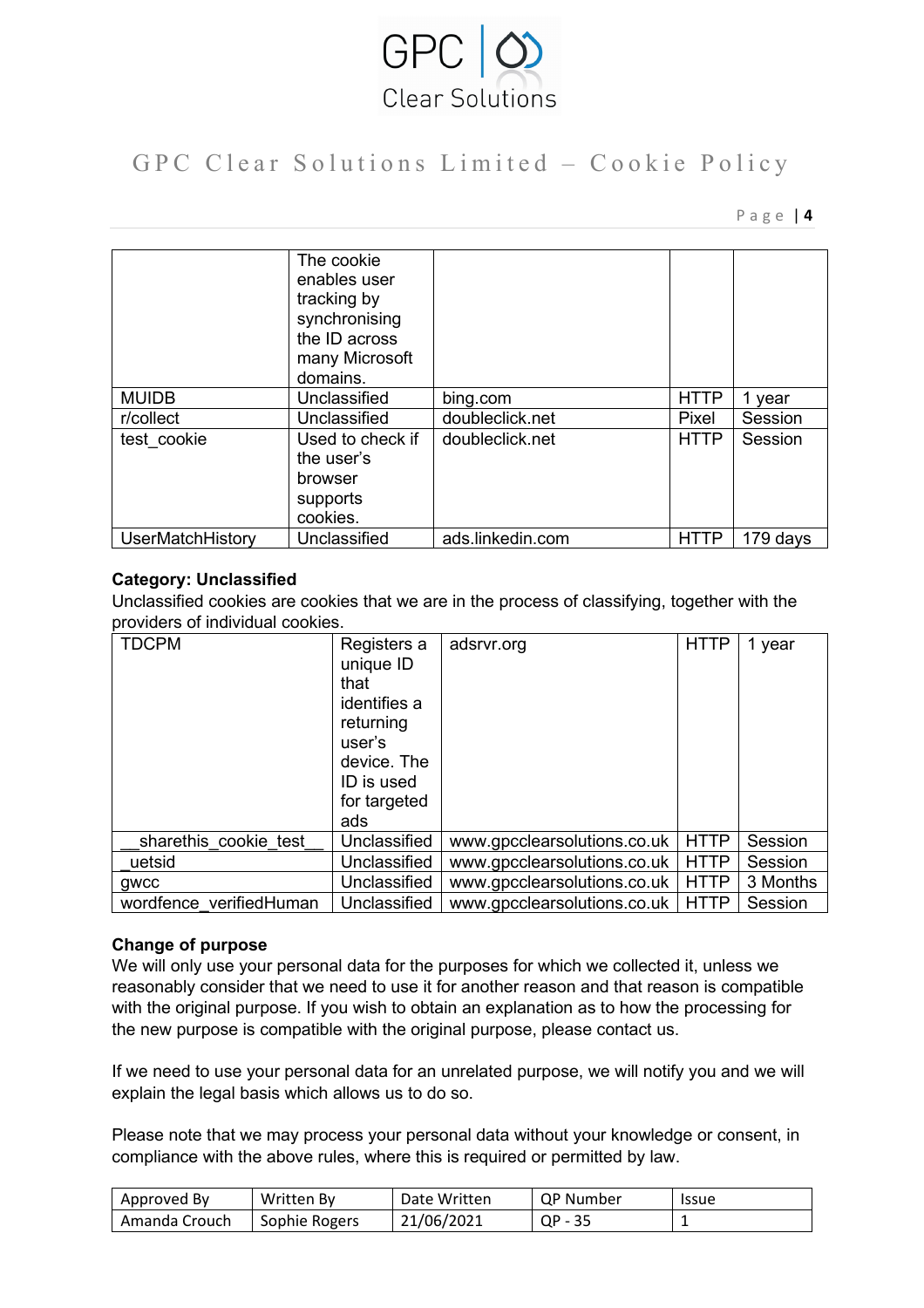| | The cookie enables user tracking by synchronising the ID across many Microsoft domains. | | | |
|---|---|---|---|---|
| MUIDB | Unclassified | bing.com | HTTP | 1 year |
| r/collect | Unclassified | doubleclick.net | Pixel | Session |
| test_cookie | Used to check if the user's browser supports cookies. | doubleclick.net | HTTP | Session |
| UserMatchHistory | Unclassified | ads.linkedin.com | HTTP | 179 days |

**Category: Unclassified**
Unclassified cookies are cookies that we are in the process of classifying, together with the providers of individual cookies.

| TDCPM | Registers a unique ID that identifies a returning user's device. The ID is used for targeted ads | adsrvr.org | HTTP | 1 year |
|---|---|---|---|---|
| __sharethis_cookie_test__ | Unclassified | www.gpcclearsolutions.co.uk | HTTP | Session |
| _uetsid | Unclassified | www.gpcclearsolutions.co.uk | HTTP | Session |
| gwcc | Unclassified | www.gpcclearsolutions.co.uk | HTTP | 3 Months |
| wordfence_verifiedHuman | Unclassified | www.gpcclearsolutions.co.uk | HTTP | Session |

**Change of purpose**
We will only use your personal data for the purposes for which we collected it, unless we reasonably consider that we need to use it for another reason and that reason is compatible with the original purpose. If you wish to obtain an explanation as to how the processing for the new purpose is compatible with the original purpose, please contact us.

If we need to use your personal data for an unrelated purpose, we will notify you and we will explain the legal basis which allows us to do so.

Please note that we may process your personal data without your knowledge or consent, in compliance with the above rules, where this is required or permitted by law.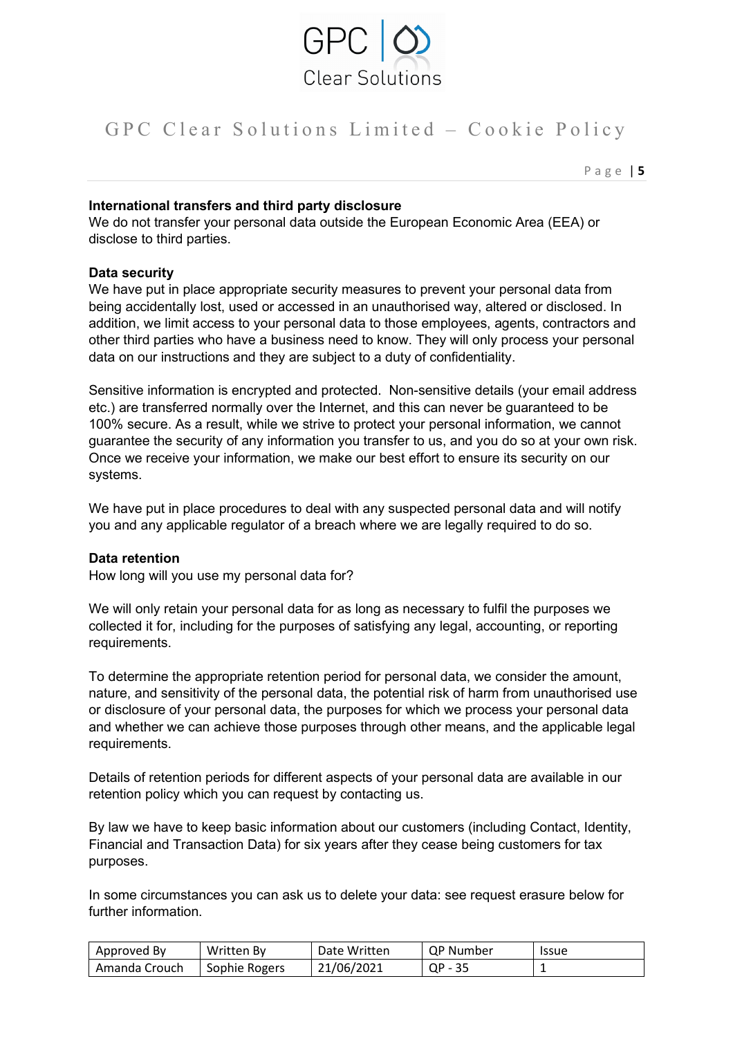**International transfers and third party disclosure**

We do not transfer your personal data outside the European Economic Area (EEA) or disclose to third parties.

**Data security**

We have put in place appropriate security measures to prevent your personal data from being accidentally lost, used or accessed in an unauthorised way, altered or disclosed. In addition, we limit access to your personal data to those employees, agents, contractors and other third parties who have a business need to know. They will only process your personal data on our instructions and they are subject to a duty of confidentiality.

Sensitive information is encrypted and protected. Non-sensitive details (your email address etc.) are transferred normally over the Internet, and this can never be guaranteed to be 100% secure. As a result, while we strive to protect your personal information, we cannot guarantee the security of any information you transfer to us, and you do so at your own risk. Once we receive your information, we make our best effort to ensure its security on our systems.

We have put in place procedures to deal with any suspected personal data and will notify you and any applicable regulator of a breach where we are legally required to do so.

**Data retention**

How long will you use my personal data for?

We will only retain your personal data for as long as necessary to fulfil the purposes we collected it for, including for the purposes of satisfying any legal, accounting, or reporting requirements.

To determine the appropriate retention period for personal data, we consider the amount, nature, and sensitivity of the personal data, the potential risk of harm from unauthorised use or disclosure of your personal data, the purposes for which we process your personal data and whether we can achieve those purposes through other means, and the applicable legal requirements.

Details of retention periods for different aspects of your personal data are available in our retention policy which you can request by contacting us.

By law we have to keep basic information about our customers (including Contact, Identity, Financial and Transaction Data) for six years after they cease being customers for tax purposes.

In some circumstances you can ask us to delete your data: see request erasure below for further information.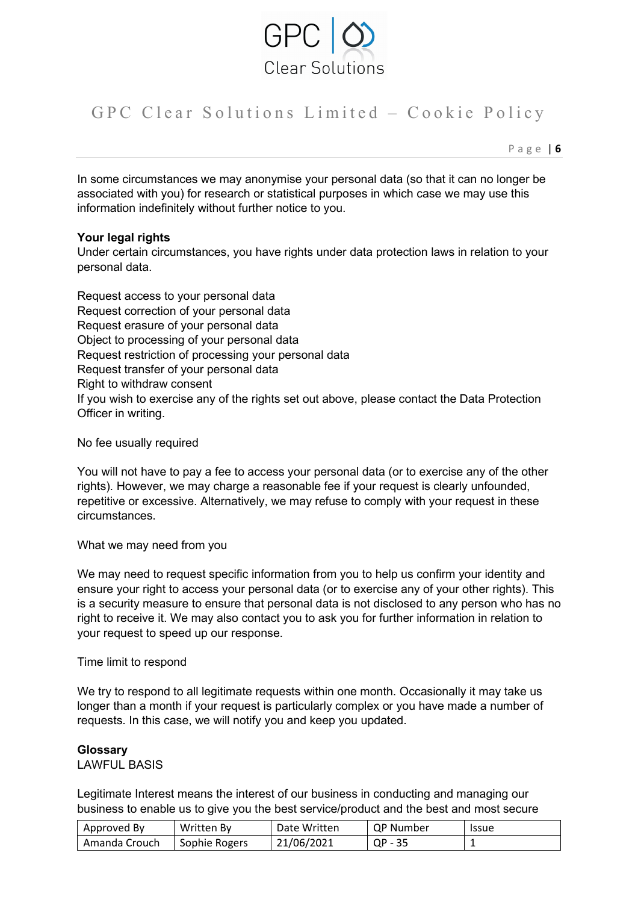In some circumstances we may anonymise your personal data (so that it can no longer be associated with you) for research or statistical purposes in which case we may use this information indefinitely without further notice to you.

**Your legal rights**

Under certain circumstances, you have rights under data protection laws in relation to your personal data.

Request access to your personal data
Request correction of your personal data
Request erasure of your personal data
Object to processing of your personal data
Request restriction of processing your personal data
Request transfer of your personal data
Right to withdraw consent
If you wish to exercise any of the rights set out above, please contact the Data Protection Officer in writing.

No fee usually required

You will not have to pay a fee to access your personal data (or to exercise any of the other rights). However, we may charge a reasonable fee if your request is clearly unfounded, repetitive or excessive. Alternatively, we may refuse to comply with your request in these circumstances.

What we may need from you

We may need to request specific information from you to help us confirm your identity and ensure your right to access your personal data (or to exercise any of your other rights). This is a security measure to ensure that personal data is not disclosed to any person who has no right to receive it. We may also contact you to ask you for further information in relation to your request to speed up our response.

Time limit to respond

We try to respond to all legitimate requests within one month. Occasionally it may take us longer than a month if your request is particularly complex or you have made a number of requests. In this case, we will notify you and keep you updated.

**Glossary**

LAWFUL BASIS

Legitimate Interest means the interest of our business in conducting and managing our business to enable us to give you the best service/product and the best and most secure

| Approved By | Written By | Date Written | QP Number | Issue |
|---|---|---|---|---|
| Amanda Crouch | Sophie Rogers | 21/06/2021 | QP - 35 | 1 |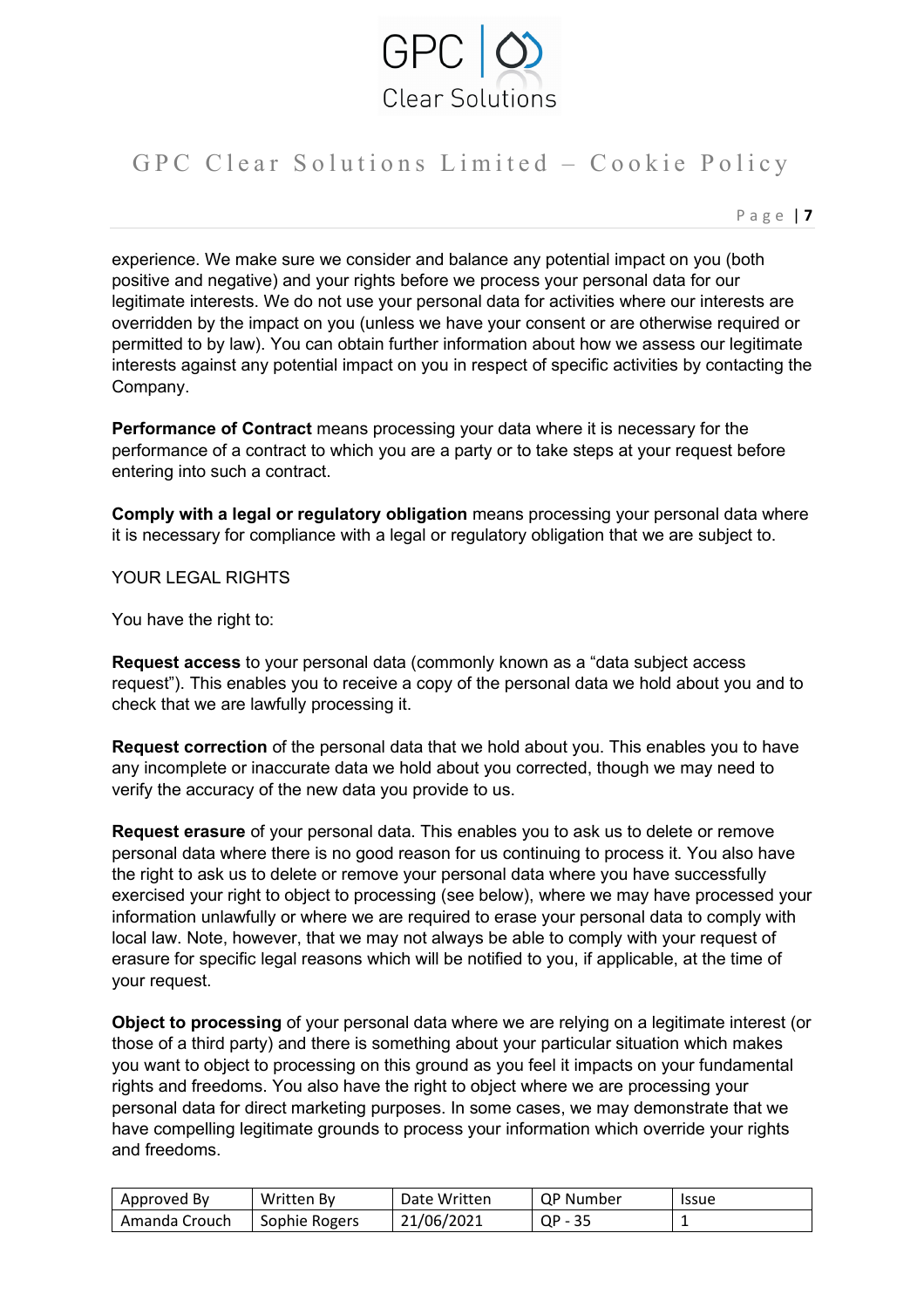experience. We make sure we consider and balance any potential impact on you (both positive and negative) and your rights before we process your personal data for our legitimate interests. We do not use your personal data for activities where our interests are overridden by the impact on you (unless we have your consent or are otherwise required or permitted to by law). You can obtain further information about how we assess our legitimate interests against any potential impact on you in respect of specific activities by contacting the Company.

**Performance of Contract** means processing your data where it is necessary for the performance of a contract to which you are a party or to take steps at your request before entering into such a contract.

**Comply with a legal or regulatory obligation** means processing your personal data where it is necessary for compliance with a legal or regulatory obligation that we are subject to.

YOUR LEGAL RIGHTS

You have the right to:

**Request access** to your personal data (commonly known as a "data subject access request"). This enables you to receive a copy of the personal data we hold about you and to check that we are lawfully processing it.

**Request correction** of the personal data that we hold about you. This enables you to have any incomplete or inaccurate data we hold about you corrected, though we may need to verify the accuracy of the new data you provide to us.

**Request erasure** of your personal data. This enables you to ask us to delete or remove personal data where there is no good reason for us continuing to process it. You also have the right to ask us to delete or remove your personal data where you have successfully exercised your right to object to processing (see below), where we may have processed your information unlawfully or where we are required to erase your personal data to comply with local law. Note, however, that we may not always be able to comply with your request of erasure for specific legal reasons which will be notified to you, if applicable, at the time of your request.

**Object to processing** of your personal data where we are relying on a legitimate interest (or those of a third party) and there is something about your particular situation which makes you want to object to processing on this ground as you feel it impacts on your fundamental rights and freedoms. You also have the right to object where we are processing your personal data for direct marketing purposes. In some cases, we may demonstrate that we have compelling legitimate grounds to process your information which override your rights and freedoms.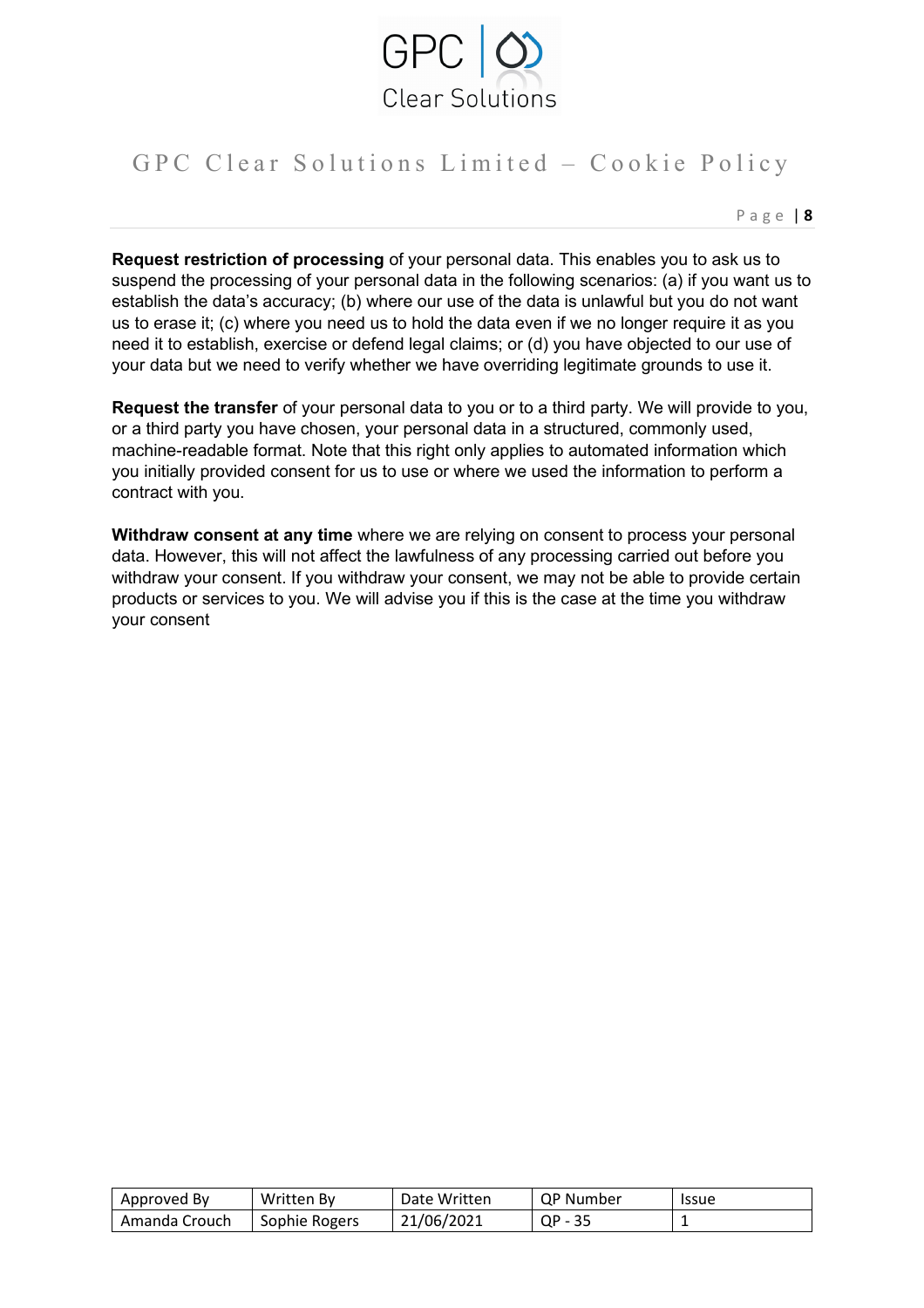**Request restriction of processing** of your personal data. This enables you to ask us to suspend the processing of your personal data in the following scenarios: (a) if you want us to establish the data's accuracy; (b) where our use of the data is unlawful but you do not want us to erase it; (c) where you need us to hold the data even if we no longer require it as you need it to establish, exercise or defend legal claims; or (d) you have objected to our use of your data but we need to verify whether we have overriding legitimate grounds to use it.

**Request the transfer** of your personal data to you or to a third party. We will provide to you, or a third party you have chosen, your personal data in a structured, commonly used, machine-readable format. Note that this right only applies to automated information which you initially provided consent for us to use or where we used the information to perform a contract with you.

**Withdraw consent at any time** where we are relying on consent to process your personal data. However, this will not affect the lawfulness of any processing carried out before you withdraw your consent. If you withdraw your consent, we may not be able to provide certain products or services to you. We will advise you if this is the case at the time you withdraw your consent